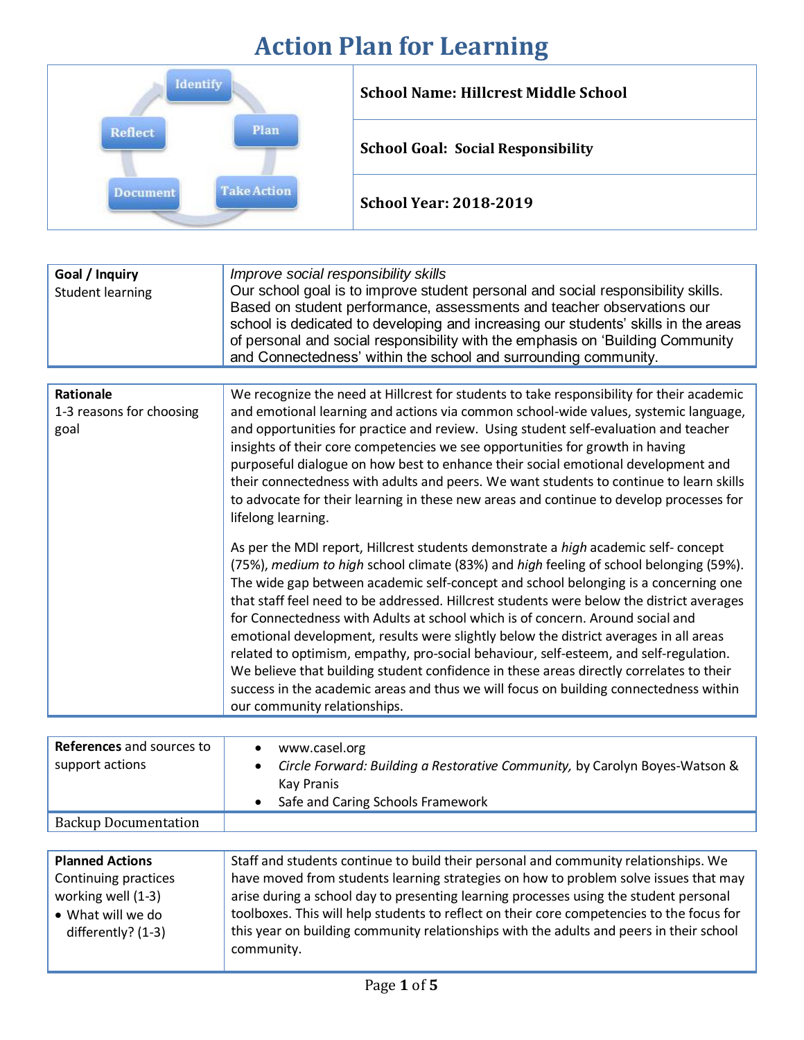# Action Plan for Learning

| Identify → Plan → Take Action → Document → Reflect | |
|---|---|
| | **School Name: Hillcrest Middle School** |
| | **School Goal: Social Responsibility** |
| | **School Year: 2018-2019** |

| **Goal / Inquiry**<br>Student learning | *Improve social responsibility skills*<br>Our school goal is to improve student personal and social responsibility skills. Based on student performance, assessments and teacher observations our school is dedicated to developing and increasing our students' skills in the areas of personal and social responsibility with the emphasis on 'Building Community and Connectedness' within the school and surrounding community. |
|---|---|

| **Rationale**<br>1-3 reasons for choosing goal | We recognize the need at Hillcrest for students to take responsibility for their academic and emotional learning and actions via common school-wide values, systemic language, and opportunities for practice and review. Using student self-evaluation and teacher insights of their core competencies we see opportunities for growth in having purposeful dialogue on how best to enhance their social emotional development and their connectedness with adults and peers. We want students to continue to learn skills to advocate for their learning in these new areas and continue to develop processes for lifelong learning.<br><br>As per the MDI report, Hillcrest students demonstrate a *high* academic self- concept (75%), *medium to high* school climate (83%) and *high* feeling of school belonging (59%). The wide gap between academic self-concept and school belonging is a concerning one that staff feel need to be addressed. Hillcrest students were below the district averages for Connectedness with Adults at school which is of concern. Around social and emotional development, results were slightly below the district averages in all areas related to optimism, empathy, pro-social behaviour, self-esteem, and self-regulation. We believe that building student confidence in these areas directly correlates to their success in the academic areas and thus we will focus on building connectedness within our community relationships. |
|---|---|

| **References** and sources to support actions | • www.casel.org<br>• *Circle Forward: Building a Restorative Community,* by Carolyn Boyes-Watson & Kay Pranis<br>• Safe and Caring Schools Framework |
|---|---|
| Backup Documentation | |

| **Planned Actions**<br>Continuing practices working well (1-3)<br>• What will we do differently? (1-3) | Staff and students continue to build their personal and community relationships. We have moved from students learning strategies on how to problem solve issues that may arise during a school day to presenting learning processes using the student personal toolboxes. This will help students to reflect on their core competencies to the focus for this year on building community relationships with the adults and peers in their school community. |
|---|---|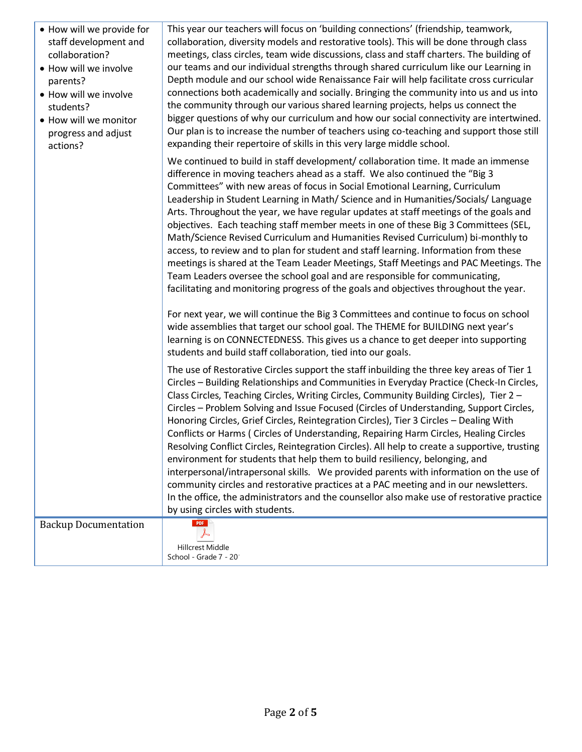| | |
|---|---|
| • How will we provide for staff development and collaboration?<br>• How will we involve parents?<br>• How will we involve students?<br>• How will we monitor progress and adjust actions? | This year our teachers will focus on 'building connections' (friendship, teamwork, collaboration, diversity models and restorative tools). This will be done through class meetings, class circles, team wide discussions, class and staff charters. The building of our teams and our individual strengths through shared curriculum like our Learning in Depth module and our school wide Renaissance Fair will help facilitate cross curricular connections both academically and socially. Bringing the community into us and us into the community through our various shared learning projects, helps us connect the bigger questions of why our curriculum and how our social connectivity are intertwined. Our plan is to increase the number of teachers using co-teaching and support those still expanding their repertoire of skills in this very large middle school.<br><br>We continued to build in staff development/ collaboration time. It made an immense difference in moving teachers ahead as a staff. We also continued the "Big 3 Committees" with new areas of focus in Social Emotional Learning, Curriculum Leadership in Student Learning in Math/ Science and in Humanities/Socials/ Language Arts. Throughout the year, we have regular updates at staff meetings of the goals and objectives. Each teaching staff member meets in one of these Big 3 Committees (SEL, Math/Science Revised Curriculum and Humanities Revised Curriculum) bi-monthly to access, to review and to plan for student and staff learning. Information from these meetings is shared at the Team Leader Meetings, Staff Meetings and PAC Meetings. The Team Leaders oversee the school goal and are responsible for communicating, facilitating and monitoring progress of the goals and objectives throughout the year.<br><br>For next year, we will continue the Big 3 Committees and continue to focus on school wide assemblies that target our school goal. The THEME for BUILDING next year's learning is on CONNECTEDNESS. This gives us a chance to get deeper into supporting students and build staff collaboration, tied into our goals.<br><br>The use of Restorative Circles support the staff inbuilding the three key areas of Tier 1 Circles – Building Relationships and Communities in Everyday Practice (Check-In Circles, Class Circles, Teaching Circles, Writing Circles, Community Building Circles), Tier 2 – Circles – Problem Solving and Issue Focused (Circles of Understanding, Support Circles, Honoring Circles, Grief Circles, Reintegration Circles), Tier 3 Circles – Dealing With Conflicts or Harms ( Circles of Understanding, Repairing Harm Circles, Healing Circles Resolving Conflict Circles, Reintegration Circles). All help to create a supportive, trusting environment for students that help them to build resiliency, belonging, and interpersonal/intrapersonal skills. We provided parents with information on the use of community circles and restorative practices at a PAC meeting and in our newsletters. In the office, the administrators and the counsellor also make use of restorative practice by using circles with students. |
| Backup Documentation | Hillcrest Middle School - Grade 7 - 20 |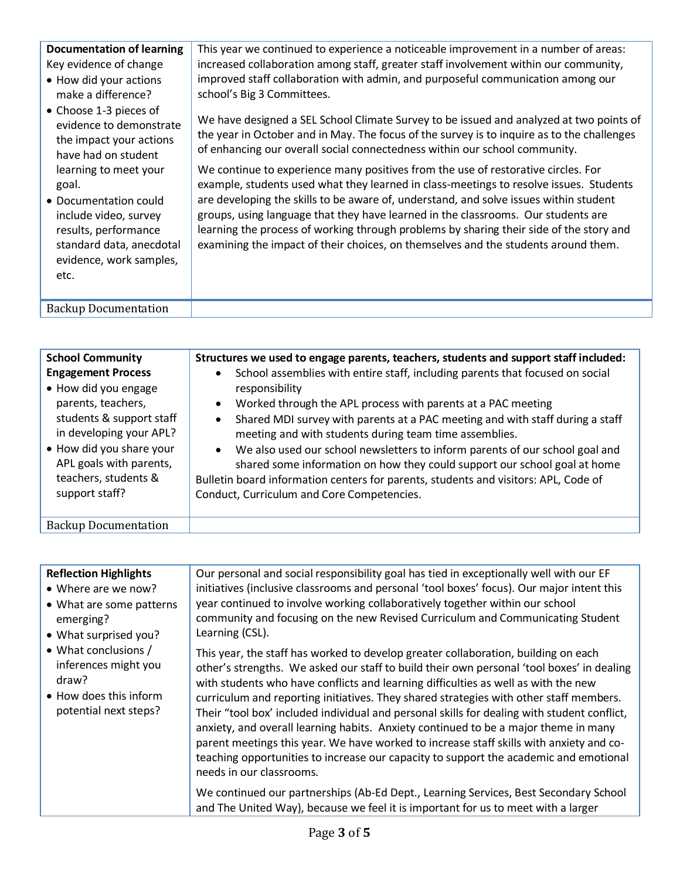| **Documentation of learning** Key evidence of change<br>• How did your actions make a difference?<br>• Choose 1-3 pieces of evidence to demonstrate the impact your actions have had on student learning to meet your goal.<br>• Documentation could include video, survey results, performance standard data, anecdotal evidence, work samples, etc. | This year we continued to experience a noticeable improvement in a number of areas: increased collaboration among staff, greater staff involvement within our community, improved staff collaboration with admin, and purposeful communication among our school's Big 3 Committees.<br><br>We have designed a SEL School Climate Survey to be issued and analyzed at two points of the year in October and in May. The focus of the survey is to inquire as to the challenges of enhancing our overall social connectedness within our school community.<br><br>We continue to experience many positives from the use of restorative circles. For example, students used what they learned in class-meetings to resolve issues. Students are developing the skills to be aware of, understand, and solve issues within student groups, using language that they have learned in the classrooms. Our students are learning the process of working through problems by sharing their side of the story and examining the impact of their choices, on themselves and the students around them. |
|---|---|
| Backup Documentation | |

| **School Community Engagement Process**<br>• How did you engage parents, teachers, students & support staff in developing your APL?<br>• How did you share your APL goals with parents, teachers, students & support staff? | **Structures we used to engage parents, teachers, students and support staff included:**<br>• School assemblies with entire staff, including parents that focused on social responsibility<br>• Worked through the APL process with parents at a PAC meeting<br>• Shared MDI survey with parents at a PAC meeting and with staff during a staff meeting and with students during team time assemblies.<br>• We also used our school newsletters to inform parents of our school goal and shared some information on how they could support our school goal at home<br>Bulletin board information centers for parents, students and visitors: APL, Code of Conduct, Curriculum and Core Competencies. |
|---|---|
| Backup Documentation | |

| **Reflection Highlights**<br>• Where are we now?<br>• What are some patterns emerging?<br>• What surprised you?<br>• What conclusions / inferences might you draw?<br>• How does this inform potential next steps? | Our personal and social responsibility goal has tied in exceptionally well with our EF initiatives (inclusive classrooms and personal 'tool boxes' focus). Our major intent this year continued to involve working collaboratively together within our school community and focusing on the new Revised Curriculum and Communicating Student Learning (CSL).<br><br>This year, the staff has worked to develop greater collaboration, building on each other's strengths. We asked our staff to build their own personal 'tool boxes' in dealing with students who have conflicts and learning difficulties as well as with the new curriculum and reporting initiatives. They shared strategies with other staff members. Their "tool box' included individual and personal skills for dealing with student conflict, anxiety, and overall learning habits. Anxiety continued to be a major theme in many parent meetings this year. We have worked to increase staff skills with anxiety and co-teaching opportunities to increase our capacity to support the academic and emotional needs in our classrooms.<br><br>We continued our partnerships (Ab-Ed Dept., Learning Services, Best Secondary School and The United Way), because we feel it is important for us to meet with a larger |
|---|---|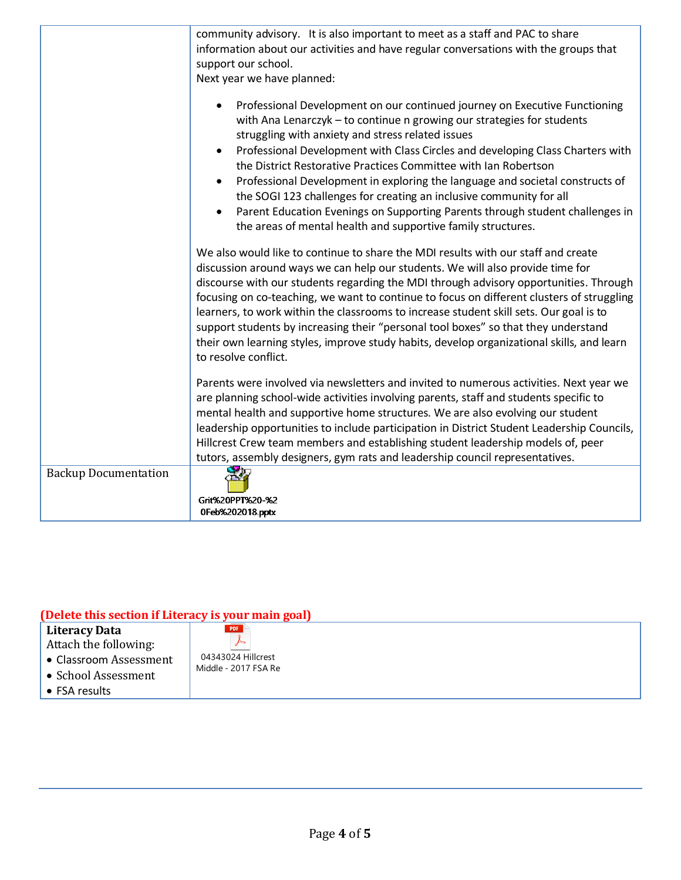| | |
|---|---|
| | community advisory. It is also important to meet as a staff and PAC to share information about our activities and have regular conversations with the groups that support our school.<br>Next year we have planned:<br>• Professional Development on our continued journey on Executive Functioning with Ana Lenarczyk – to continue n growing our strategies for students struggling with anxiety and stress related issues<br>• Professional Development with Class Circles and developing Class Charters with the District Restorative Practices Committee with Ian Robertson<br>• Professional Development in exploring the language and societal constructs of the SOGI 123 challenges for creating an inclusive community for all<br>• Parent Education Evenings on Supporting Parents through student challenges in the areas of mental health and supportive family structures.<br><br>We also would like to continue to share the MDI results with our staff and create discussion around ways we can help our students. We will also provide time for discourse with our students regarding the MDI through advisory opportunities. Through focusing on co-teaching, we want to continue to focus on different clusters of struggling learners, to work within the classrooms to increase student skill sets. Our goal is to support students by increasing their "personal tool boxes" so that they understand their own learning styles, improve study habits, develop organizational skills, and learn to resolve conflict.<br><br>Parents were involved via newsletters and invited to numerous activities. Next year we are planning school-wide activities involving parents, staff and students specific to mental health and supportive home structures. We are also evolving our student leadership opportunities to include participation in District Student Leadership Councils, Hillcrest Crew team members and establishing student leadership models of, peer tutors, assembly designers, gym rats and leadership council representatives. |
| Backup Documentation | Grit%20PPT%20-%20Feb%202018.pptx |

**(Delete this section if Literacy is your main goal)**

| | |
|---|---|
| **Literacy Data**<br>Attach the following:<br>• Classroom Assessment<br>• School Assessment<br>• FSA results | 04343024 Hillcrest Middle - 2017 FSA Re |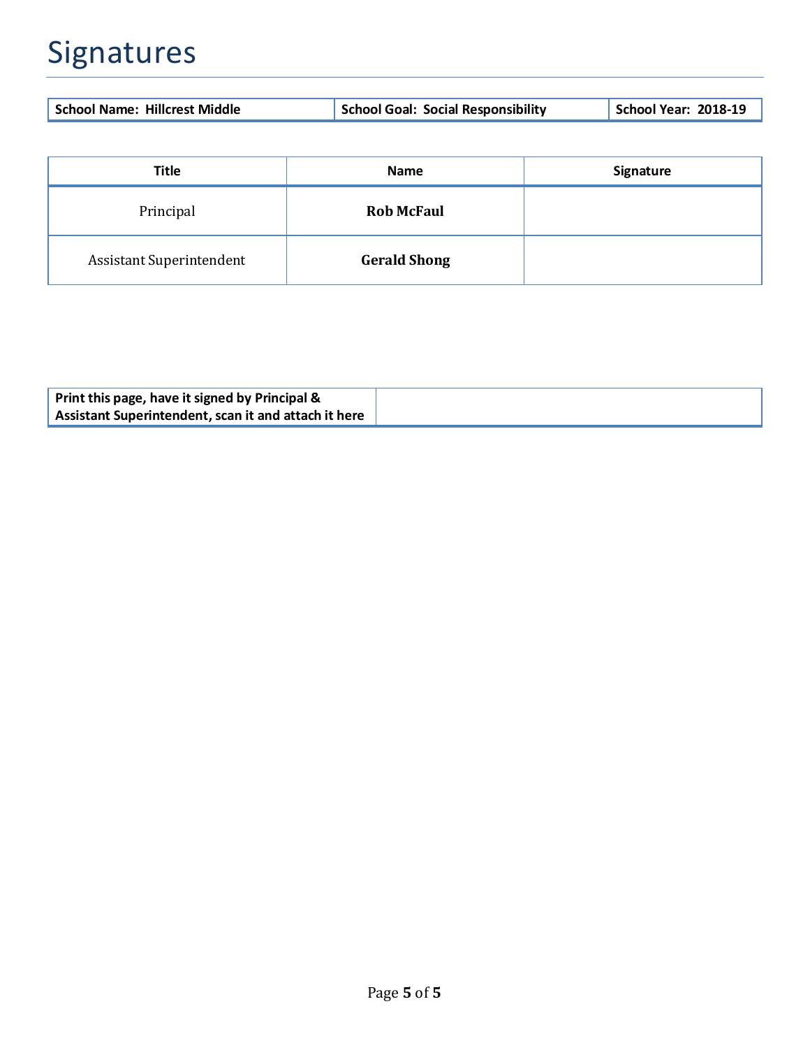# Signatures

| School Name: Hillcrest Middle | School Goal: Social Responsibility | School Year: 2018-19 |
|---|---|---|

| Title | Name | Signature |
|---|---|---|
| Principal | **Rob McFaul** | |
| Assistant Superintendent | **Gerald Shong** | |

| | |
|---|---|
| **Print this page, have it signed by Principal & Assistant Superintendent, scan it and attach it here** | |